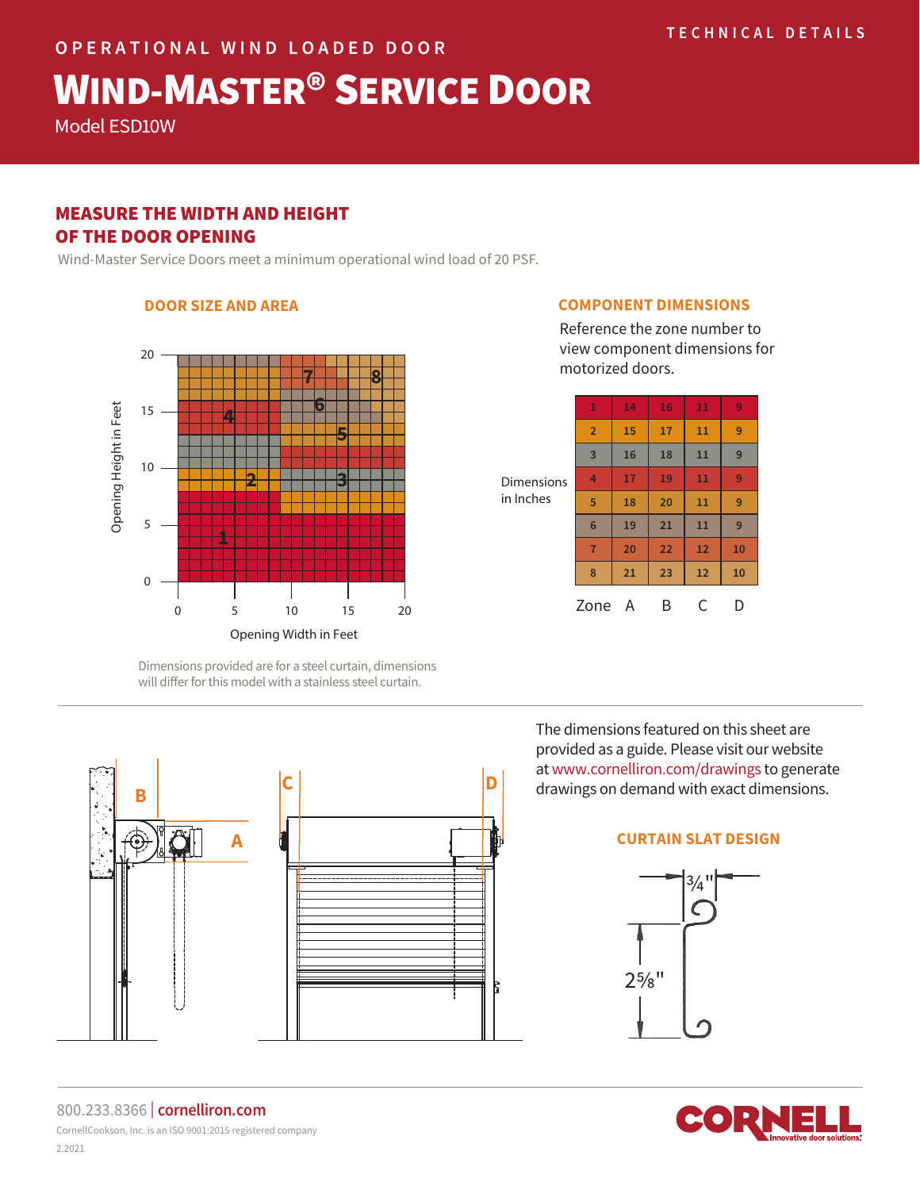OPERATIONAL WIND LOADED DOOR

# WIND-MASTER® SERVICE DOOR

Model ESD10W

TECHNICAL DETAILS

## MEASURE THE WIDTH AND HEIGHT OF THE DOOR OPENING

Wind-Master Service Doors meet a minimum operational wind load of 20 PSF.

### DOOR SIZE AND AREA

Dimensions provided are for a steel curtain, dimensions will differ for this model with a stainless steel curtain.

### COMPONENT DIMENSIONS

Reference the zone number to view component dimensions for motorized doors.

Dimensions in Inches

| Zone | A | B | C | D |
|---|---|---|---|---|
| 1 | 14 | 16 | 11 | 9 |
| 2 | 15 | 17 | 11 | 9 |
| 3 | 16 | 18 | 11 | 9 |
| 4 | 17 | 19 | 11 | 9 |
| 5 | 18 | 20 | 11 | 9 |
| 6 | 19 | 21 | 11 | 9 |
| 7 | 20 | 22 | 12 | 10 |
| 8 | 21 | 23 | 12 | 10 |

The dimensions featured on this sheet are provided as a guide. Please visit our website at www.cornelliron.com/drawings to generate drawings on demand with exact dimensions.

### CURTAIN SLAT DESIGN

3/4"

2 5/8"

800.233.8366 | cornelliron.com

CornellCookson, Inc. is an ISO 9001:2015 registered company

2.2021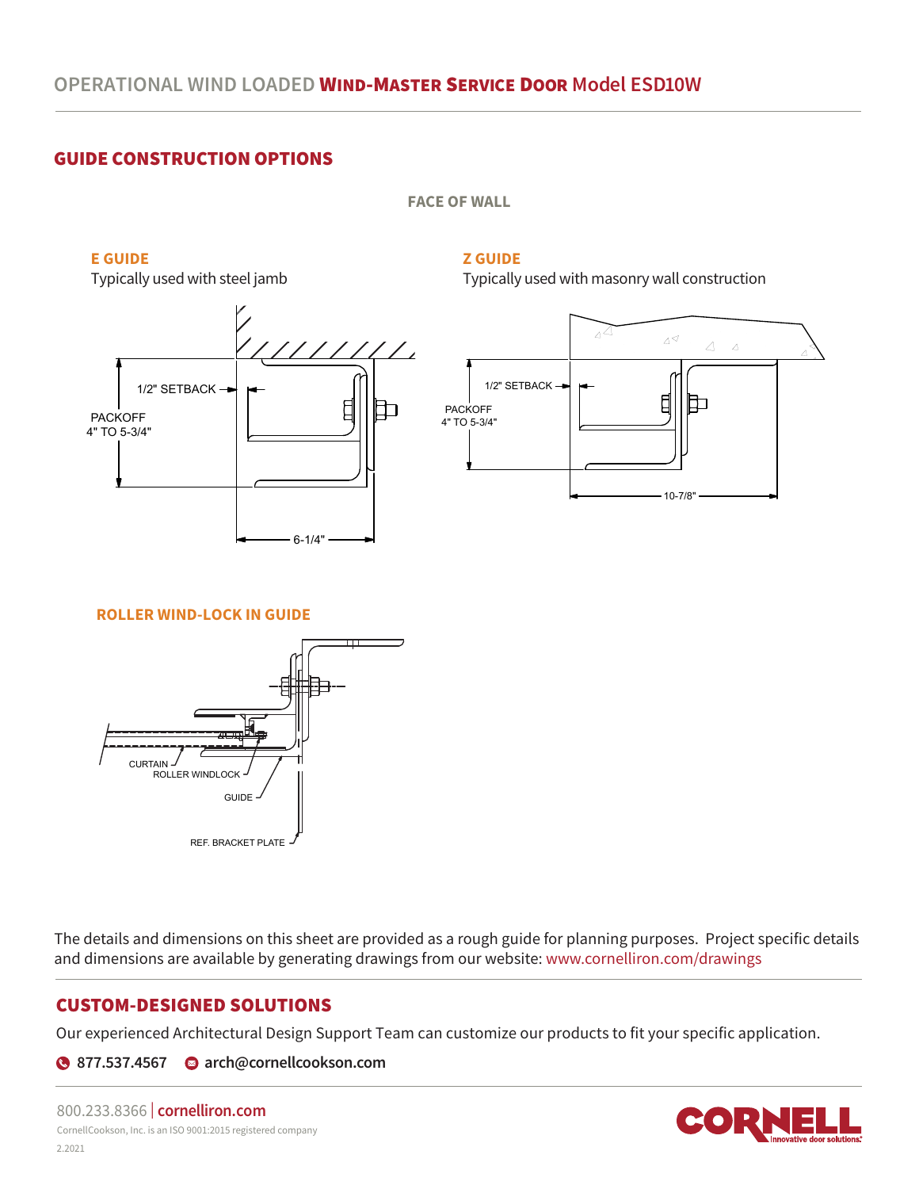OPERATIONAL WIND LOADED **WIND-MASTER SERVICE DOOR** Model ESD10W

## GUIDE CONSTRUCTION OPTIONS

FACE OF WALL

### E GUIDE

Typically used with steel jamb

1/2" SETBACK

PACKOFF
4" TO 5-3/4"

6-1/4"

### Z GUIDE

Typically used with masonry wall construction

1/2" SETBACK

PACKOFF
4" TO 5-3/4"

10-7/8"

### ROLLER WIND-LOCK IN GUIDE

CURTAIN

ROLLER WINDLOCK

GUIDE

REF. BRACKET PLATE

The details and dimensions on this sheet are provided as a rough guide for planning purposes. Project specific details and dimensions are available by generating drawings from our website: www.cornelliron.com/drawings

## CUSTOM-DESIGNED SOLUTIONS

Our experienced Architectural Design Support Team can customize our products to fit your specific application.

**877.537.4567** **arch@cornellcookson.com**

800.233.8366 | cornelliron.com

CornellCookson, Inc. is an ISO 9001:2015 registered company

2.2021

CORNELL innovative door solutions.